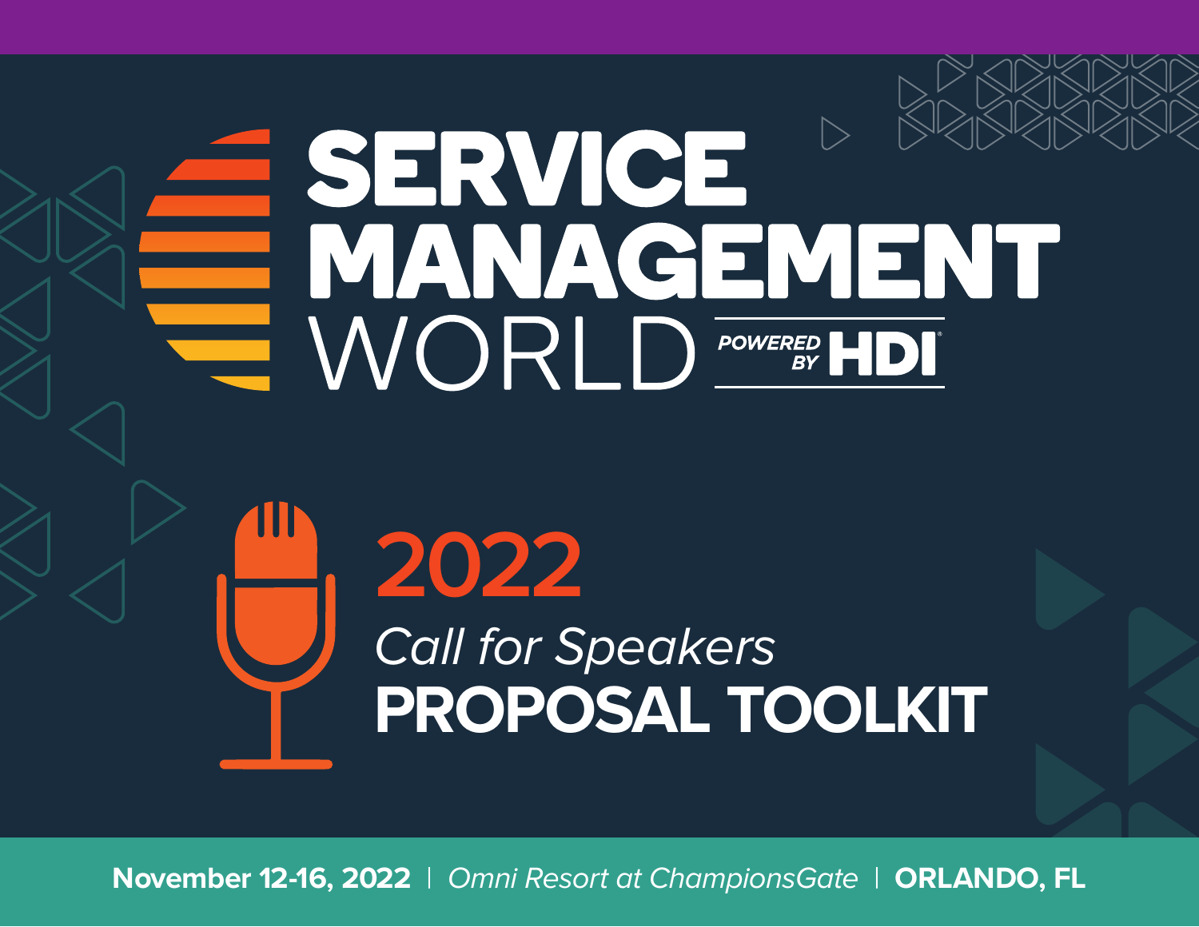# SERVICE MANAGEMENT WORLD

POWERED BY HDI

## 2022

*Call for Speakers*

## PROPOSAL TOOLKIT

**November 12-16, 2022** | *Omni Resort at ChampionsGate* | **ORLANDO, FL**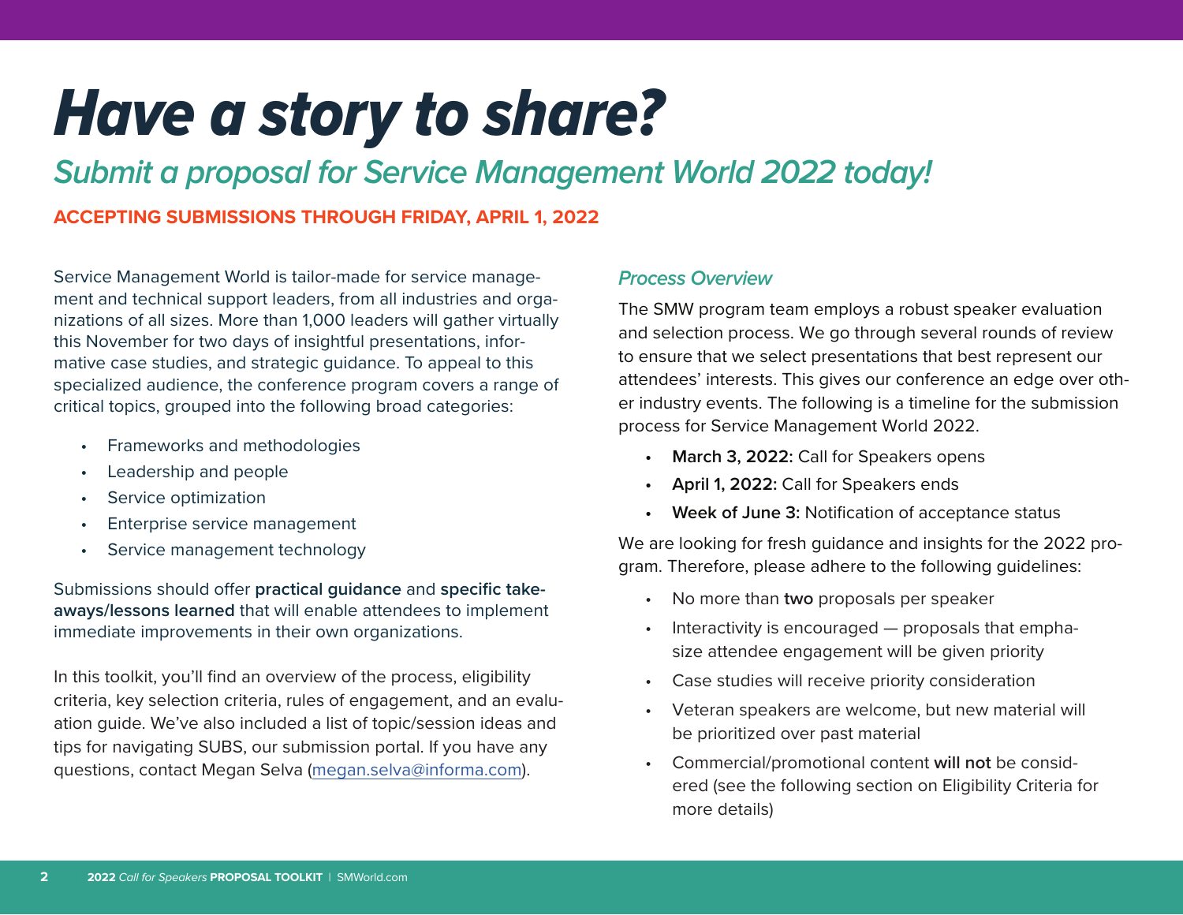# *Have a story to share?*

## *Submit a proposal for Service Management World 2022 today!*

**ACCEPTING SUBMISSIONS THROUGH FRIDAY, APRIL 1, 2022**

Service Management World is tailor-made for service management and technical support leaders, from all industries and organizations of all sizes. More than 1,000 leaders will gather virtually this November for two days of insightful presentations, informative case studies, and strategic guidance. To appeal to this specialized audience, the conference program covers a range of critical topics, grouped into the following broad categories:

- Frameworks and methodologies
- Leadership and people
- Service optimization
- Enterprise service management
- Service management technology

Submissions should offer **practical guidance** and **specific takeaways/lessons learned** that will enable attendees to implement immediate improvements in their own organizations.

In this toolkit, you'll find an overview of the process, eligibility criteria, key selection criteria, rules of engagement, and an evaluation guide. We've also included a list of topic/session ideas and tips for navigating SUBS, our submission portal. If you have any questions, contact Megan Selva (megan.selva@informa.com).

### *Process Overview*

The SMW program team employs a robust speaker evaluation and selection process. We go through several rounds of review to ensure that we select presentations that best represent our attendees' interests. This gives our conference an edge over other industry events. The following is a timeline for the submission process for Service Management World 2022.

- **March 3, 2022:** Call for Speakers opens
- **April 1, 2022:** Call for Speakers ends
- **Week of June 3:** Notification of acceptance status

We are looking for fresh guidance and insights for the 2022 program. Therefore, please adhere to the following guidelines:

- No more than **two** proposals per speaker
- Interactivity is encouraged — proposals that emphasize attendee engagement will be given priority
- Case studies will receive priority consideration
- Veteran speakers are welcome, but new material will be prioritized over past material
- Commercial/promotional content **will not** be considered (see the following section on Eligibility Criteria for more details)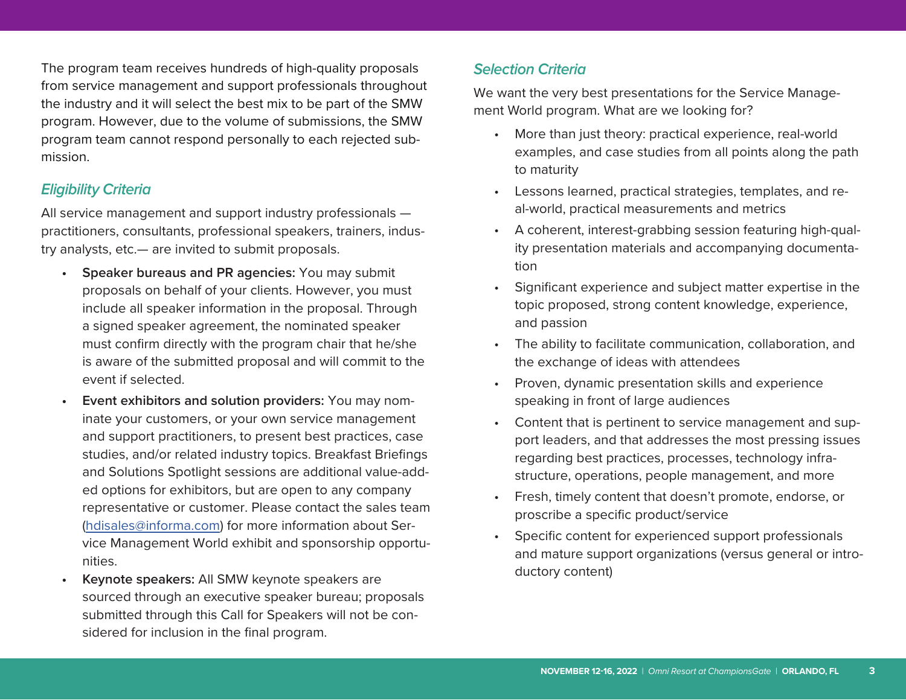The program team receives hundreds of high-quality proposals from service management and support professionals throughout the industry and it will select the best mix to be part of the SMW program. However, due to the volume of submissions, the SMW program team cannot respond personally to each rejected submission.

## *Eligibility Criteria*

All service management and support industry professionals — practitioners, consultants, professional speakers, trainers, industry analysts, etc.— are invited to submit proposals.

- **Speaker bureaus and PR agencies:** You may submit proposals on behalf of your clients. However, you must include all speaker information in the proposal. Through a signed speaker agreement, the nominated speaker must confirm directly with the program chair that he/she is aware of the submitted proposal and will commit to the event if selected.
- **Event exhibitors and solution providers:** You may nominate your customers, or your own service management and support practitioners, to present best practices, case studies, and/or related industry topics. Breakfast Briefings and Solutions Spotlight sessions are additional value-added options for exhibitors, but are open to any company representative or customer. Please contact the sales team (hdisales@informa.com) for more information about Service Management World exhibit and sponsorship opportunities.
- **Keynote speakers:** All SMW keynote speakers are sourced through an executive speaker bureau; proposals submitted through this Call for Speakers will not be considered for inclusion in the final program.

## *Selection Criteria*

We want the very best presentations for the Service Management World program. What are we looking for?

- More than just theory: practical experience, real-world examples, and case studies from all points along the path to maturity
- Lessons learned, practical strategies, templates, and real-world, practical measurements and metrics
- A coherent, interest-grabbing session featuring high-quality presentation materials and accompanying documentation
- Significant experience and subject matter expertise in the topic proposed, strong content knowledge, experience, and passion
- The ability to facilitate communication, collaboration, and the exchange of ideas with attendees
- Proven, dynamic presentation skills and experience speaking in front of large audiences
- Content that is pertinent to service management and support leaders, and that addresses the most pressing issues regarding best practices, processes, technology infrastructure, operations, people management, and more
- Fresh, timely content that doesn't promote, endorse, or proscribe a specific product/service
- Specific content for experienced support professionals and mature support organizations (versus general or introductory content)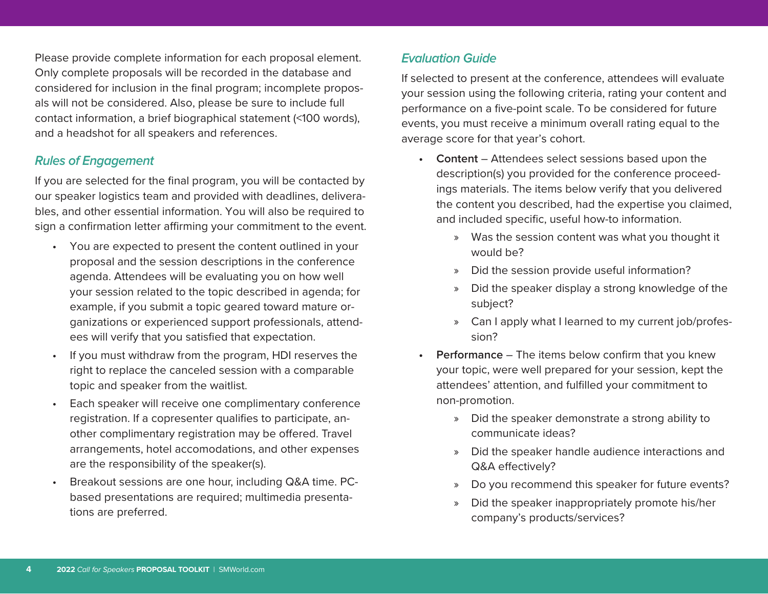Please provide complete information for each proposal element. Only complete proposals will be recorded in the database and considered for inclusion in the final program; incomplete proposals will not be considered. Also, please be sure to include full contact information, a brief biographical statement (<100 words), and a headshot for all speakers and references.

### *Rules of Engagement*

If you are selected for the final program, you will be contacted by our speaker logistics team and provided with deadlines, deliverables, and other essential information. You will also be required to sign a confirmation letter affirming your commitment to the event.

- You are expected to present the content outlined in your proposal and the session descriptions in the conference agenda. Attendees will be evaluating you on how well your session related to the topic described in agenda; for example, if you submit a topic geared toward mature organizations or experienced support professionals, attendees will verify that you satisfied that expectation.
- If you must withdraw from the program, HDI reserves the right to replace the canceled session with a comparable topic and speaker from the waitlist.
- Each speaker will receive one complimentary conference registration. If a copresenter qualifies to participate, another complimentary registration may be offered. Travel arrangements, hotel accomodations, and other expenses are the responsibility of the speaker(s).
- Breakout sessions are one hour, including Q&A time. PC-based presentations are required; multimedia presentations are preferred.

### *Evaluation Guide*

If selected to present at the conference, attendees will evaluate your session using the following criteria, rating your content and performance on a five-point scale. To be considered for future events, you must receive a minimum overall rating equal to the average score for that year's cohort.

- **Content** – Attendees select sessions based upon the description(s) you provided for the conference proceedings materials. The items below verify that you delivered the content you described, had the expertise you claimed, and included specific, useful how-to information.
  - Was the session content was what you thought it would be?
  - Did the session provide useful information?
  - Did the speaker display a strong knowledge of the subject?
  - Can I apply what I learned to my current job/profession?
- **Performance** – The items below confirm that you knew your topic, were well prepared for your session, kept the attendees' attention, and fulfilled your commitment to non-promotion.
  - Did the speaker demonstrate a strong ability to communicate ideas?
  - Did the speaker handle audience interactions and Q&A effectively?
  - Do you recommend this speaker for future events?
  - Did the speaker inappropriately promote his/her company's products/services?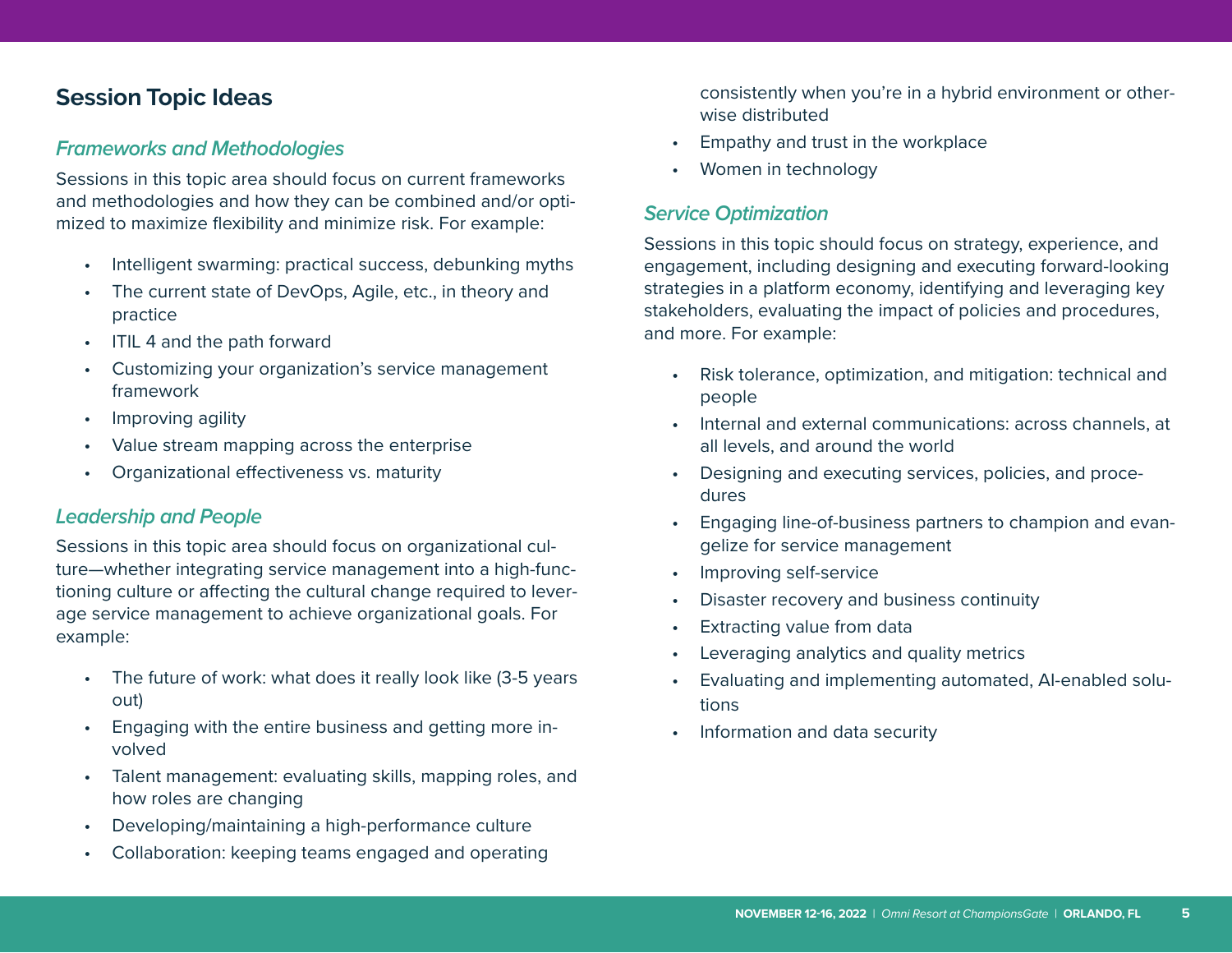## Session Topic Ideas

### *Frameworks and Methodologies*

Sessions in this topic area should focus on current frameworks and methodologies and how they can be combined and/or optimized to maximize flexibility and minimize risk. For example:

- Intelligent swarming: practical success, debunking myths
- The current state of DevOps, Agile, etc., in theory and practice
- ITIL 4 and the path forward
- Customizing your organization's service management framework
- Improving agility
- Value stream mapping across the enterprise
- Organizational effectiveness vs. maturity

### *Leadership and People*

Sessions in this topic area should focus on organizational culture—whether integrating service management into a high-functioning culture or affecting the cultural change required to leverage service management to achieve organizational goals. For example:

- The future of work: what does it really look like (3-5 years out)
- Engaging with the entire business and getting more involved
- Talent management: evaluating skills, mapping roles, and how roles are changing
- Developing/maintaining a high-performance culture
- Collaboration: keeping teams engaged and operating consistently when you're in a hybrid environment or otherwise distributed
- Empathy and trust in the workplace
- Women in technology

### *Service Optimization*

Sessions in this topic should focus on strategy, experience, and engagement, including designing and executing forward-looking strategies in a platform economy, identifying and leveraging key stakeholders, evaluating the impact of policies and procedures, and more. For example:

- Risk tolerance, optimization, and mitigation: technical and people
- Internal and external communications: across channels, at all levels, and around the world
- Designing and executing services, policies, and procedures
- Engaging line-of-business partners to champion and evangelize for service management
- Improving self-service
- Disaster recovery and business continuity
- Extracting value from data
- Leveraging analytics and quality metrics
- Evaluating and implementing automated, AI-enabled solutions
- Information and data security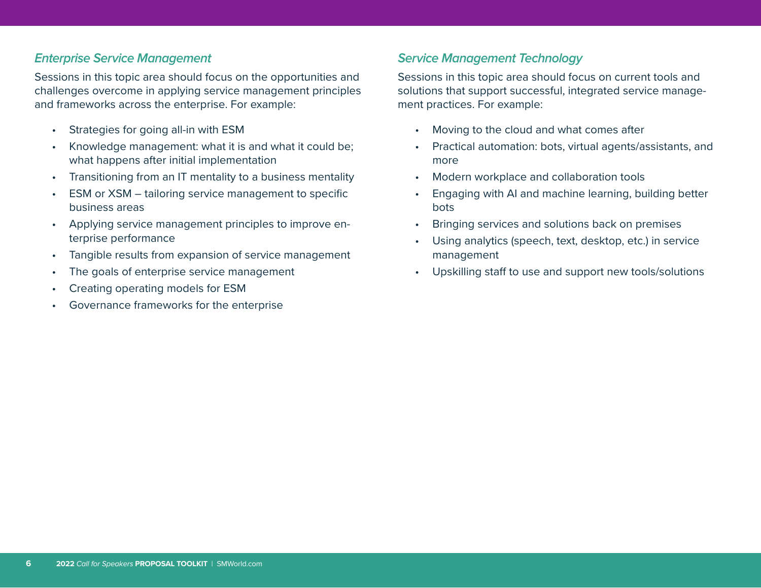### *Enterprise Service Management*

Sessions in this topic area should focus on the opportunities and challenges overcome in applying service management principles and frameworks across the enterprise. For example:

- Strategies for going all-in with ESM
- Knowledge management: what it is and what it could be; what happens after initial implementation
- Transitioning from an IT mentality to a business mentality
- ESM or XSM – tailoring service management to specific business areas
- Applying service management principles to improve enterprise performance
- Tangible results from expansion of service management
- The goals of enterprise service management
- Creating operating models for ESM
- Governance frameworks for the enterprise

### *Service Management Technology*

Sessions in this topic area should focus on current tools and solutions that support successful, integrated service management practices. For example:

- Moving to the cloud and what comes after
- Practical automation: bots, virtual agents/assistants, and more
- Modern workplace and collaboration tools
- Engaging with AI and machine learning, building better bots
- Bringing services and solutions back on premises
- Using analytics (speech, text, desktop, etc.) in service management
- Upskilling staff to use and support new tools/solutions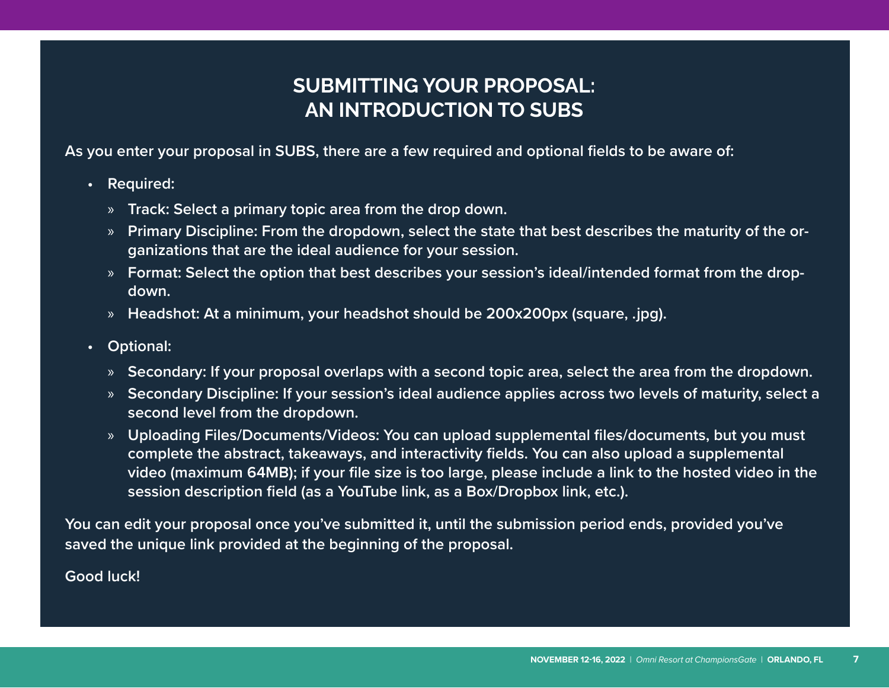# SUBMITTING YOUR PROPOSAL: AN INTRODUCTION TO SUBS

As you enter your proposal in SUBS, there are a few required and optional fields to be aware of:

- **Required:**
  - Track: Select a primary topic area from the drop down.
  - Primary Discipline: From the dropdown, select the state that best describes the maturity of the organizations that are the ideal audience for your session.
  - Format: Select the option that best describes your session's ideal/intended format from the dropdown.
  - Headshot: At a minimum, your headshot should be 200x200px (square, .jpg).
- **Optional:**
  - Secondary: If your proposal overlaps with a second topic area, select the area from the dropdown.
  - Secondary Discipline: If your session's ideal audience applies across two levels of maturity, select a second level from the dropdown.
  - Uploading Files/Documents/Videos: You can upload supplemental files/documents, but you must complete the abstract, takeaways, and interactivity fields. You can also upload a supplemental video (maximum 64MB); if your file size is too large, please include a link to the hosted video in the session description field (as a YouTube link, as a Box/Dropbox link, etc.).

You can edit your proposal once you've submitted it, until the submission period ends, provided you've saved the unique link provided at the beginning of the proposal.

Good luck!